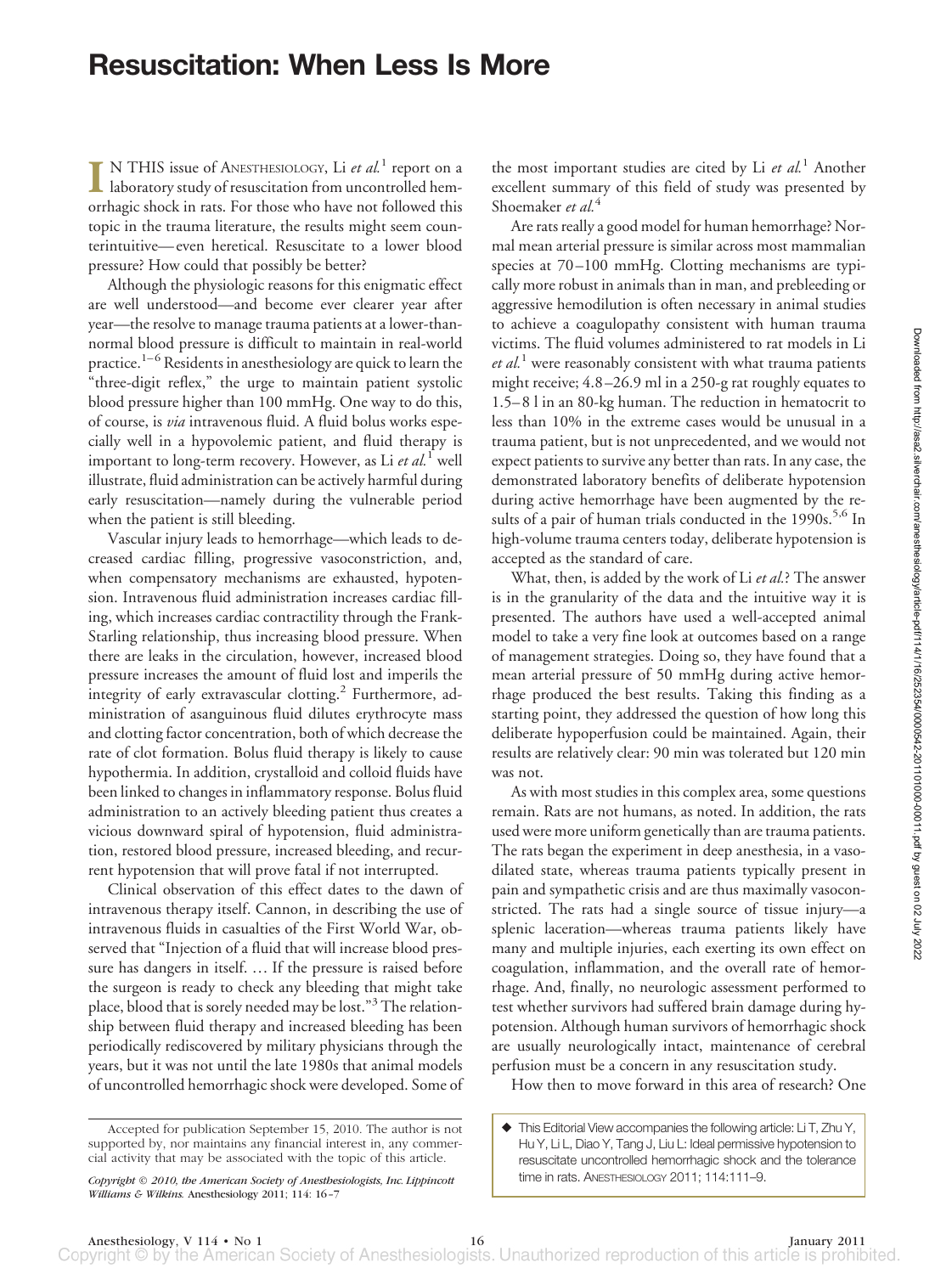# Resuscitation: When Less Is More

IN THIS issue of ANESTHESIOLOGY, Li *et al.*[1] report on a laboratory study of resuscitation from uncontrolled hemorrhagic shock in rats. For those who have not followed this topic in the trauma literature, the results might seem counterintuitive—even heretical. Resuscitate to a lower blood pressure? How could that possibly be better?

Although the physiologic reasons for this enigmatic effect are well understood—and become ever clearer year after year—the resolve to manage trauma patients at a lower-than-normal blood pressure is difficult to maintain in real-world practice.[1–6] Residents in anesthesiology are quick to learn the "three-digit reflex," the urge to maintain patient systolic blood pressure higher than 100 mmHg. One way to do this, of course, is *via* intravenous fluid. A fluid bolus works especially well in a hypovolemic patient, and fluid therapy is important to long-term recovery. However, as Li *et al.*[1] well illustrate, fluid administration can be actively harmful during early resuscitation—namely during the vulnerable period when the patient is still bleeding.

Vascular injury leads to hemorrhage—which leads to decreased cardiac filling, progressive vasoconstriction, and, when compensatory mechanisms are exhausted, hypotension. Intravenous fluid administration increases cardiac filling, which increases cardiac contractility through the Frank-Starling relationship, thus increasing blood pressure. When there are leaks in the circulation, however, increased blood pressure increases the amount of fluid lost and imperils the integrity of early extravascular clotting.[2] Furthermore, administration of asanguinous fluid dilutes erythrocyte mass and clotting factor concentration, both of which decrease the rate of clot formation. Bolus fluid therapy is likely to cause hypothermia. In addition, crystalloid and colloid fluids have been linked to changes in inflammatory response. Bolus fluid administration to an actively bleeding patient thus creates a vicious downward spiral of hypotension, fluid administration, restored blood pressure, increased bleeding, and recurrent hypotension that will prove fatal if not interrupted.

Clinical observation of this effect dates to the dawn of intravenous therapy itself. Cannon, in describing the use of intravenous fluids in casualties of the First World War, observed that "Injection of a fluid that will increase blood pressure has dangers in itself. … If the pressure is raised before the surgeon is ready to check any bleeding that might take place, blood that is sorely needed may be lost."[3] The relationship between fluid therapy and increased bleeding has been periodically rediscovered by military physicians through the years, but it was not until the late 1980s that animal models of uncontrolled hemorrhagic shock were developed. Some of the most important studies are cited by Li *et al.*[1] Another excellent summary of this field of study was presented by Shoemaker *et al.*[4]

Are rats really a good model for human hemorrhage? Normal mean arterial pressure is similar across most mammalian species at 70–100 mmHg. Clotting mechanisms are typically more robust in animals than in man, and prebleeding or aggressive hemodilution is often necessary in animal studies to achieve a coagulopathy consistent with human trauma victims. The fluid volumes administered to rat models in Li *et al.*[1] were reasonably consistent with what trauma patients might receive; 4.8–26.9 ml in a 250-g rat roughly equates to 1.5–8 l in an 80-kg human. The reduction in hematocrit to less than 10% in the extreme cases would be unusual in a trauma patient, but is not unprecedented, and we would not expect patients to survive any better than rats. In any case, the demonstrated laboratory benefits of deliberate hypotension during active hemorrhage have been augmented by the results of a pair of human trials conducted in the 1990s.[5,6] In high-volume trauma centers today, deliberate hypotension is accepted as the standard of care.

What, then, is added by the work of Li *et al.*? The answer is in the granularity of the data and the intuitive way it is presented. The authors have used a well-accepted animal model to take a very fine look at outcomes based on a range of management strategies. Doing so, they have found that a mean arterial pressure of 50 mmHg during active hemorrhage produced the best results. Taking this finding as a starting point, they addressed the question of how long this deliberate hypoperfusion could be maintained. Again, their results are relatively clear: 90 min was tolerated but 120 min was not.

As with most studies in this complex area, some questions remain. Rats are not humans, as noted. In addition, the rats used were more uniform genetically than are trauma patients. The rats began the experiment in deep anesthesia, in a vasodilated state, whereas trauma patients typically present in pain and sympathetic crisis and are thus maximally vasoconstricted. The rats had a single source of tissue injury—a splenic laceration—whereas trauma patients likely have many and multiple injuries, each exerting its own effect on coagulation, inflammation, and the overall rate of hemorrhage. And, finally, no neurologic assessment performed to test whether survivors had suffered brain damage during hypotension. Although human survivors of hemorrhagic shock are usually neurologically intact, maintenance of cerebral perfusion must be a concern in any resuscitation study.

How then to move forward in this area of research? One

---

Accepted for publication September 15, 2010. The author is not supported by, nor maintains any financial interest in, any commercial activity that may be associated with the topic of this article.

*Copyright © 2010, the American Society of Anesthesiologists, Inc. Lippincott Williams & Wilkins.* Anesthesiology 2011; 114: 16–7

◆ This Editorial View accompanies the following article: Li T, Zhu Y, Hu Y, Li L, Diao Y, Tang J, Liu L: Ideal permissive hypotension to resuscitate uncontrolled hemorrhagic shock and the tolerance time in rats. ANESTHESIOLOGY 2011; 114:111–9.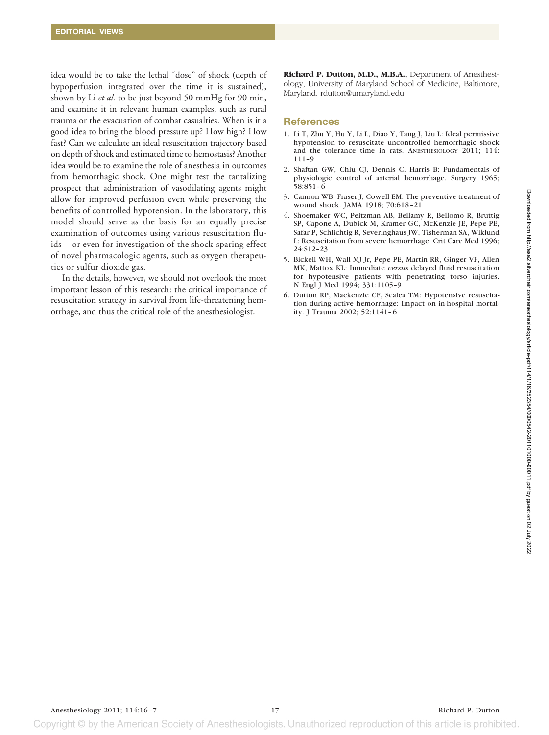idea would be to take the lethal "dose" of shock (depth of hypoperfusion integrated over the time it is sustained), shown by Li *et al.* to be just beyond 50 mmHg for 90 min, and examine it in relevant human examples, such as rural trauma or the evacuation of combat casualties. When is it a good idea to bring the blood pressure up? How high? How fast? Can we calculate an ideal resuscitation trajectory based on depth of shock and estimated time to hemostasis? Another idea would be to examine the role of anesthesia in outcomes from hemorrhagic shock. One might test the tantalizing prospect that administration of vasodilating agents might allow for improved perfusion even while preserving the benefits of controlled hypotension. In the laboratory, this model should serve as the basis for an equally precise examination of outcomes using various resuscitation fluids—or even for investigation of the shock-sparing effect of novel pharmacologic agents, such as oxygen therapeutics or sulfur dioxide gas.

In the details, however, we should not overlook the most important lesson of this research: the critical importance of resuscitation strategy in survival from life-threatening hemorrhage, and thus the critical role of the anesthesiologist.

**Richard P. Dutton, M.D., M.B.A.,** Department of Anesthesiology, University of Maryland School of Medicine, Baltimore, Maryland. rdutton@umaryland.edu

## References

1. Li T, Zhu Y, Hu Y, Li L, Diao Y, Tang J, Liu L: Ideal permissive hypotension to resuscitate uncontrolled hemorrhagic shock and the tolerance time in rats. ANESTHESIOLOGY 2011; 114:111–9
2. Shaftan GW, Chiu CJ, Dennis C, Harris B: Fundamentals of physiologic control of arterial hemorrhage. Surgery 1965; 58:851–6
3. Cannon WB, Fraser J, Cowell EM: The preventive treatment of wound shock. JAMA 1918; 70:618–21
4. Shoemaker WC, Peitzman AB, Bellamy R, Bellomo R, Bruttig SP, Capone A, Dubick M, Kramer GC, McKenzie JE, Pepe PE, Safar P, Schlichtig R, Severinghaus JW, Tisherman SA, Wiklund L: Resuscitation from severe hemorrhage. Crit Care Med 1996; 24:S12–23
5. Bickell WH, Wall MJ Jr, Pepe PE, Martin RR, Ginger VF, Allen MK, Mattox KL: Immediate *versus* delayed fluid resuscitation for hypotensive patients with penetrating torso injuries. N Engl J Med 1994; 331:1105–9
6. Dutton RP, Mackenzie CF, Scalea TM: Hypotensive resuscitation during active hemorrhage: Impact on in-hospital mortality. J Trauma 2002; 52:1141–6